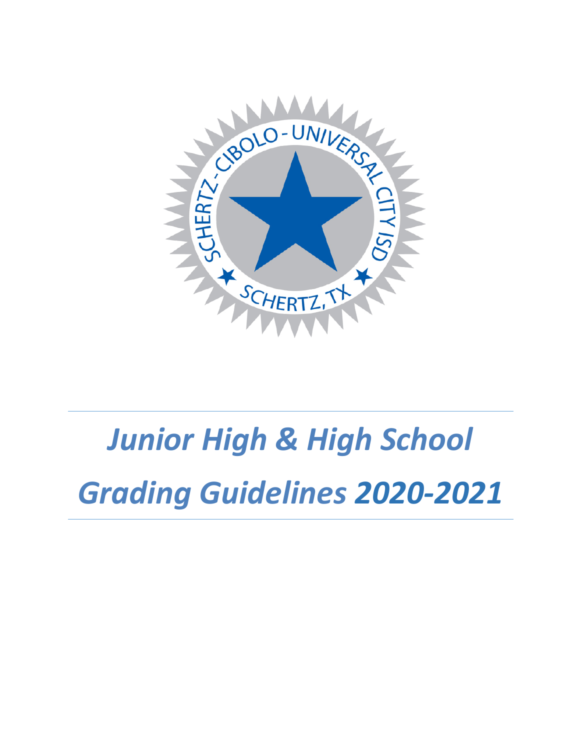# *Junior High & High School Grading Guidelines 2020-2021*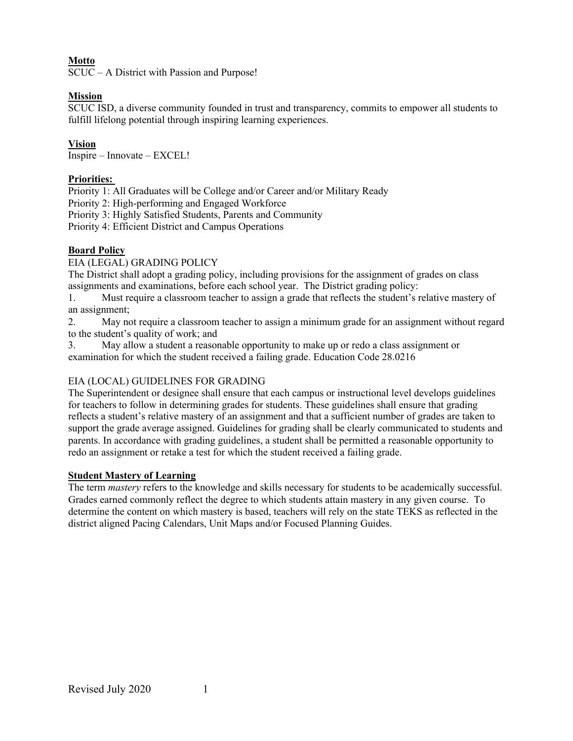## Motto

SCUC – A District with Passion and Purpose!

## Mission

SCUC ISD, a diverse community founded in trust and transparency, commits to empower all students to fulfill lifelong potential through inspiring learning experiences.

## Vision

Inspire – Innovate – EXCEL!

## Priorities:

Priority 1: All Graduates will be College and/or Career and/or Military Ready
Priority 2: High-performing and Engaged Workforce
Priority 3: Highly Satisfied Students, Parents and Community
Priority 4: Efficient District and Campus Operations

## Board Policy

EIA (LEGAL) GRADING POLICY

The District shall adopt a grading policy, including provisions for the assignment of grades on class assignments and examinations, before each school year. The District grading policy:

1. Must require a classroom teacher to assign a grade that reflects the student's relative mastery of an assignment;
2. May not require a classroom teacher to assign a minimum grade for an assignment without regard to the student's quality of work; and
3. May allow a student a reasonable opportunity to make up or redo a class assignment or examination for which the student received a failing grade. Education Code 28.0216

EIA (LOCAL) GUIDELINES FOR GRADING

The Superintendent or designee shall ensure that each campus or instructional level develops guidelines for teachers to follow in determining grades for students. These guidelines shall ensure that grading reflects a student's relative mastery of an assignment and that a sufficient number of grades are taken to support the grade average assigned. Guidelines for grading shall be clearly communicated to students and parents. In accordance with grading guidelines, a student shall be permitted a reasonable opportunity to redo an assignment or retake a test for which the student received a failing grade.

## Student Mastery of Learning

The term *mastery* refers to the knowledge and skills necessary for students to be academically successful. Grades earned commonly reflect the degree to which students attain mastery in any given course. To determine the content on which mastery is based, teachers will rely on the state TEKS as reflected in the district aligned Pacing Calendars, Unit Maps and/or Focused Planning Guides.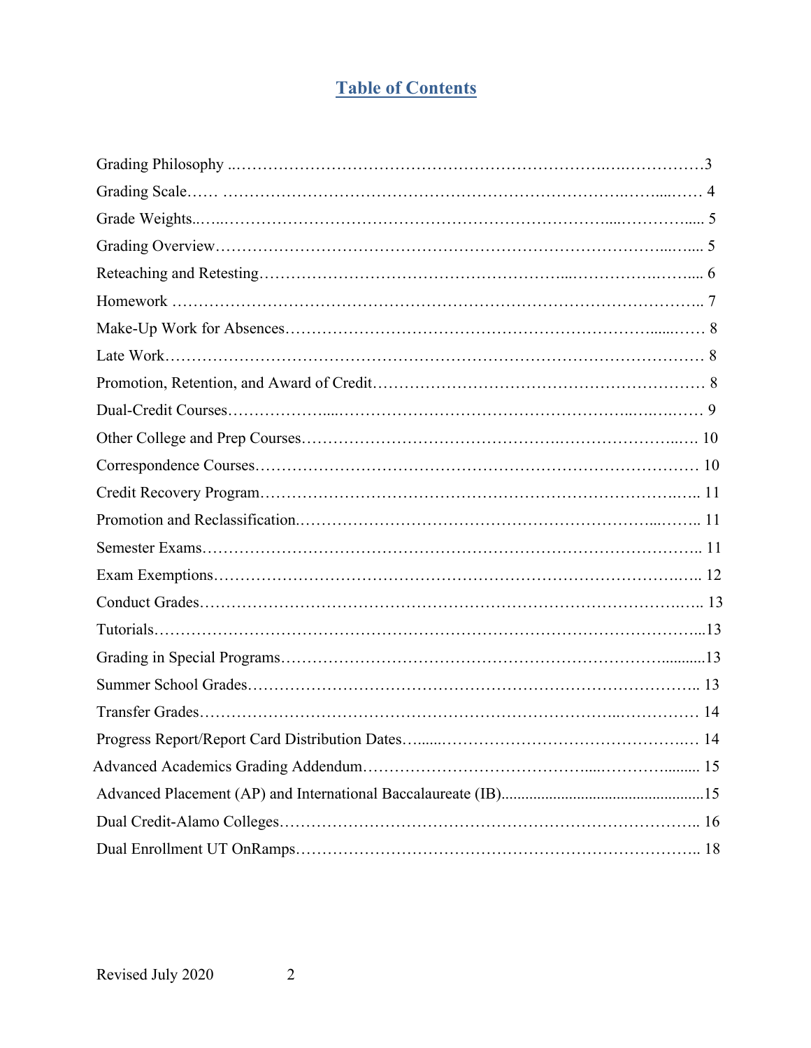# Table of Contents

| Section | Page |
|---|---|
| Grading Philosophy | 3 |
| Grading Scale | 4 |
| Grade Weights | 5 |
| Grading Overview | 5 |
| Reteaching and Retesting | 6 |
| Homework | 7 |
| Make-Up Work for Absences | 8 |
| Late Work | 8 |
| Promotion, Retention, and Award of Credit | 8 |
| Dual-Credit Courses | 9 |
| Other College and Prep Courses | 10 |
| Correspondence Courses | 10 |
| Credit Recovery Program | 11 |
| Promotion and Reclassification | 11 |
| Semester Exams | 11 |
| Exam Exemptions | 12 |
| Conduct Grades | 13 |
| Tutorials | 13 |
| Grading in Special Programs | 13 |
| Summer School Grades | 13 |
| Transfer Grades | 14 |
| Progress Report/Report Card Distribution Dates | 14 |
| Advanced Academics Grading Addendum | 15 |
| Advanced Placement (AP) and International Baccalaureate (IB) | 15 |
| Dual Credit-Alamo Colleges | 16 |
| Dual Enrollment UT OnRamps | 18 |

Revised July 2020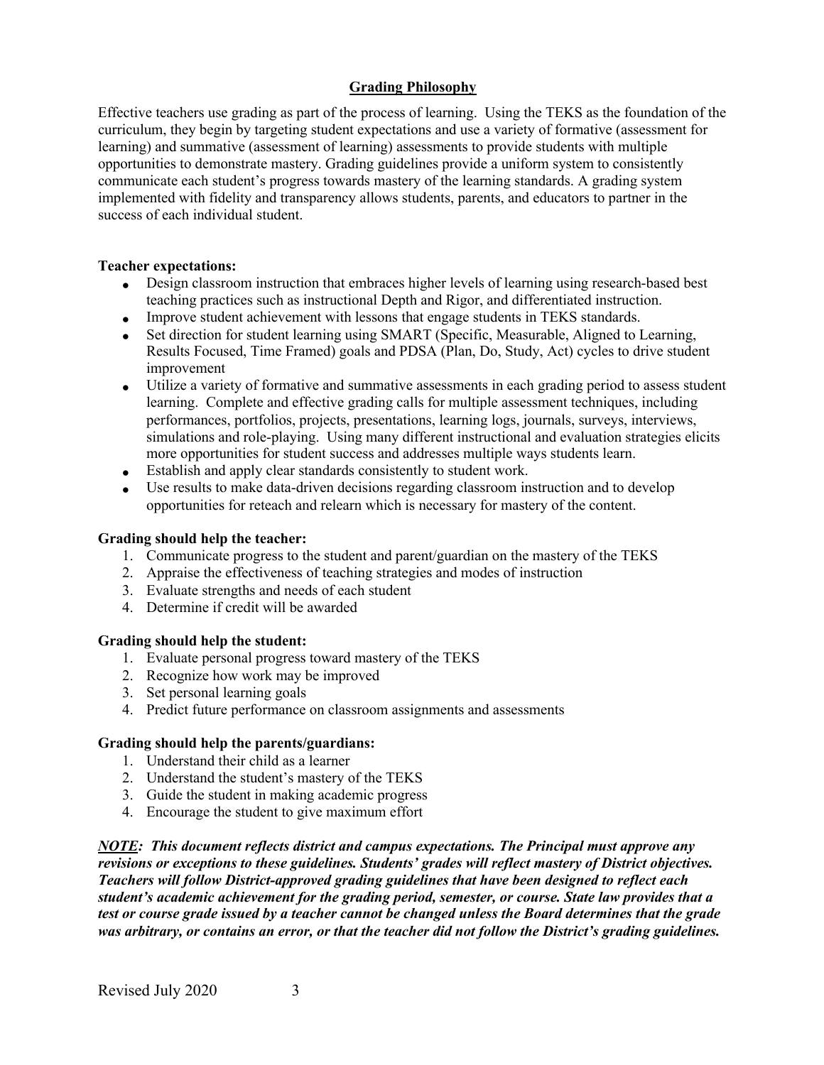## Grading Philosophy

Effective teachers use grading as part of the process of learning. Using the TEKS as the foundation of the curriculum, they begin by targeting student expectations and use a variety of formative (assessment for learning) and summative (assessment of learning) assessments to provide students with multiple opportunities to demonstrate mastery. Grading guidelines provide a uniform system to consistently communicate each student's progress towards mastery of the learning standards. A grading system implemented with fidelity and transparency allows students, parents, and educators to partner in the success of each individual student.

**Teacher expectations:**

- Design classroom instruction that embraces higher levels of learning using research-based best teaching practices such as instructional Depth and Rigor, and differentiated instruction.
- Improve student achievement with lessons that engage students in TEKS standards.
- Set direction for student learning using SMART (Specific, Measurable, Aligned to Learning, Results Focused, Time Framed) goals and PDSA (Plan, Do, Study, Act) cycles to drive student improvement
- Utilize a variety of formative and summative assessments in each grading period to assess student learning. Complete and effective grading calls for multiple assessment techniques, including performances, portfolios, projects, presentations, learning logs, journals, surveys, interviews, simulations and role-playing. Using many different instructional and evaluation strategies elicits more opportunities for student success and addresses multiple ways students learn.
- Establish and apply clear standards consistently to student work.
- Use results to make data-driven decisions regarding classroom instruction and to develop opportunities for reteach and relearn which is necessary for mastery of the content.

**Grading should help the teacher:**

1. Communicate progress to the student and parent/guardian on the mastery of the TEKS
2. Appraise the effectiveness of teaching strategies and modes of instruction
3. Evaluate strengths and needs of each student
4. Determine if credit will be awarded

**Grading should help the student:**

1. Evaluate personal progress toward mastery of the TEKS
2. Recognize how work may be improved
3. Set personal learning goals
4. Predict future performance on classroom assignments and assessments

**Grading should help the parents/guardians:**

1. Understand their child as a learner
2. Understand the student's mastery of the TEKS
3. Guide the student in making academic progress
4. Encourage the student to give maximum effort

***NOTE*: *This document reflects district and campus expectations. The Principal must approve any revisions or exceptions to these guidelines. Students' grades will reflect mastery of District objectives. Teachers will follow District-approved grading guidelines that have been designed to reflect each student's academic achievement for the grading period, semester, or course. State law provides that a test or course grade issued by a teacher cannot be changed unless the Board determines that the grade was arbitrary, or contains an error, or that the teacher did not follow the District's grading guidelines.***

Revised July 2020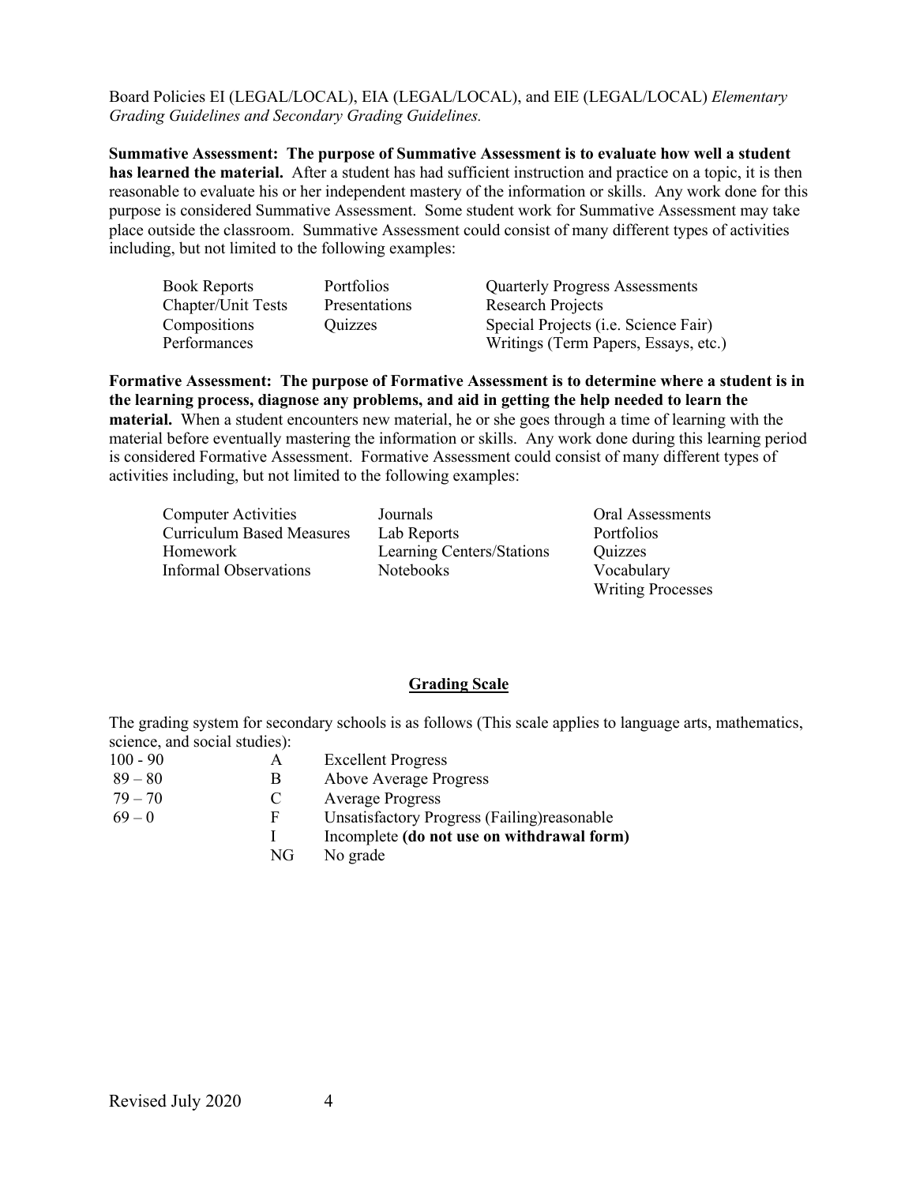Board Policies EI (LEGAL/LOCAL), EIA (LEGAL/LOCAL), and EIE (LEGAL/LOCAL) *Elementary Grading Guidelines and Secondary Grading Guidelines.*

**Summative Assessment: The purpose of Summative Assessment is to evaluate how well a student has learned the material.** After a student has had sufficient instruction and practice on a topic, it is then reasonable to evaluate his or her independent mastery of the information or skills. Any work done for this purpose is considered Summative Assessment. Some student work for Summative Assessment may take place outside the classroom. Summative Assessment could consist of many different types of activities including, but not limited to the following examples:

| | | |
|---|---|---|
| Book Reports | Portfolios | Quarterly Progress Assessments |
| Chapter/Unit Tests | Presentations | Research Projects |
| Compositions | Quizzes | Special Projects (i.e. Science Fair) |
| Performances | | Writings (Term Papers, Essays, etc.) |

**Formative Assessment: The purpose of Formative Assessment is to determine where a student is in the learning process, diagnose any problems, and aid in getting the help needed to learn the material.** When a student encounters new material, he or she goes through a time of learning with the material before eventually mastering the information or skills. Any work done during this learning period is considered Formative Assessment. Formative Assessment could consist of many different types of activities including, but not limited to the following examples:

| | | |
|---|---|---|
| Computer Activities | Journals | Oral Assessments |
| Curriculum Based Measures | Lab Reports | Portfolios |
| Homework | Learning Centers/Stations | Quizzes |
| Informal Observations | Notebooks | Vocabulary |
| | | Writing Processes |

## Grading Scale

The grading system for secondary schools is as follows (This scale applies to language arts, mathematics, science, and social studies):

| | | |
|---|---|---|
| 100 - 90 | A | Excellent Progress |
| 89 – 80 | B | Above Average Progress |
| 79 – 70 | C | Average Progress |
| 69 – 0 | F | Unsatisfactory Progress (Failing)reasonable |
| | I | Incomplete **(do not use on withdrawal form)** |
| | NG | No grade |

Revised July 2020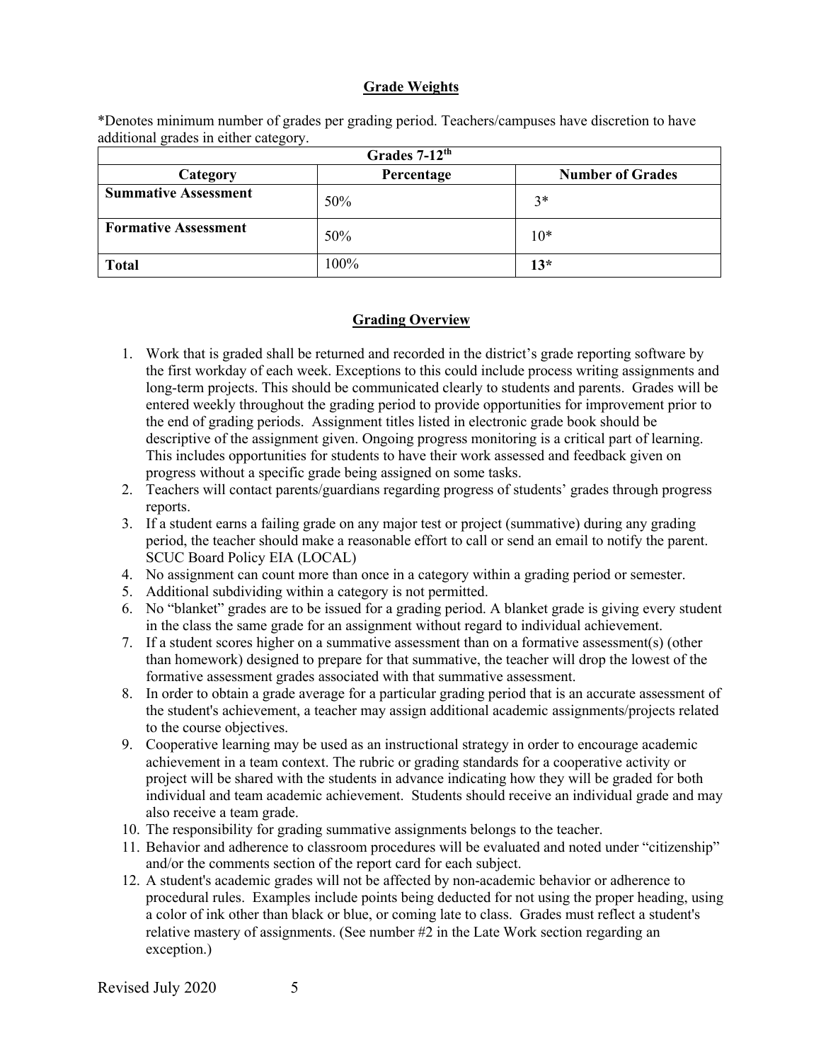## Grade Weights

*Denotes minimum number of grades per grading period. Teachers/campuses have discretion to have additional grades in either category.

| Grades 7-12th | | |
|---|---|---|
| **Category** | **Percentage** | **Number of Grades** |
| **Summative Assessment** | 50% | 3* |
| **Formative Assessment** | 50% | 10* |
| **Total** | 100% | **13*** |

## Grading Overview

1. Work that is graded shall be returned and recorded in the district's grade reporting software by the first workday of each week. Exceptions to this could include process writing assignments and long-term projects. This should be communicated clearly to students and parents. Grades will be entered weekly throughout the grading period to provide opportunities for improvement prior to the end of grading periods. Assignment titles listed in electronic grade book should be descriptive of the assignment given. Ongoing progress monitoring is a critical part of learning. This includes opportunities for students to have their work assessed and feedback given on progress without a specific grade being assigned on some tasks.
2. Teachers will contact parents/guardians regarding progress of students' grades through progress reports.
3. If a student earns a failing grade on any major test or project (summative) during any grading period, the teacher should make a reasonable effort to call or send an email to notify the parent. SCUC Board Policy EIA (LOCAL)
4. No assignment can count more than once in a category within a grading period or semester.
5. Additional subdividing within a category is not permitted.
6. No "blanket" grades are to be issued for a grading period. A blanket grade is giving every student in the class the same grade for an assignment without regard to individual achievement.
7. If a student scores higher on a summative assessment than on a formative assessment(s) (other than homework) designed to prepare for that summative, the teacher will drop the lowest of the formative assessment grades associated with that summative assessment.
8. In order to obtain a grade average for a particular grading period that is an accurate assessment of the student's achievement, a teacher may assign additional academic assignments/projects related to the course objectives.
9. Cooperative learning may be used as an instructional strategy in order to encourage academic achievement in a team context. The rubric or grading standards for a cooperative activity or project will be shared with the students in advance indicating how they will be graded for both individual and team academic achievement. Students should receive an individual grade and may also receive a team grade.
10. The responsibility for grading summative assignments belongs to the teacher.
11. Behavior and adherence to classroom procedures will be evaluated and noted under "citizenship" and/or the comments section of the report card for each subject.
12. A student's academic grades will not be affected by non-academic behavior or adherence to procedural rules. Examples include points being deducted for not using the proper heading, using a color of ink other than black or blue, or coming late to class. Grades must reflect a student's relative mastery of assignments. (See number #2 in the Late Work section regarding an exception.)

Revised July 2020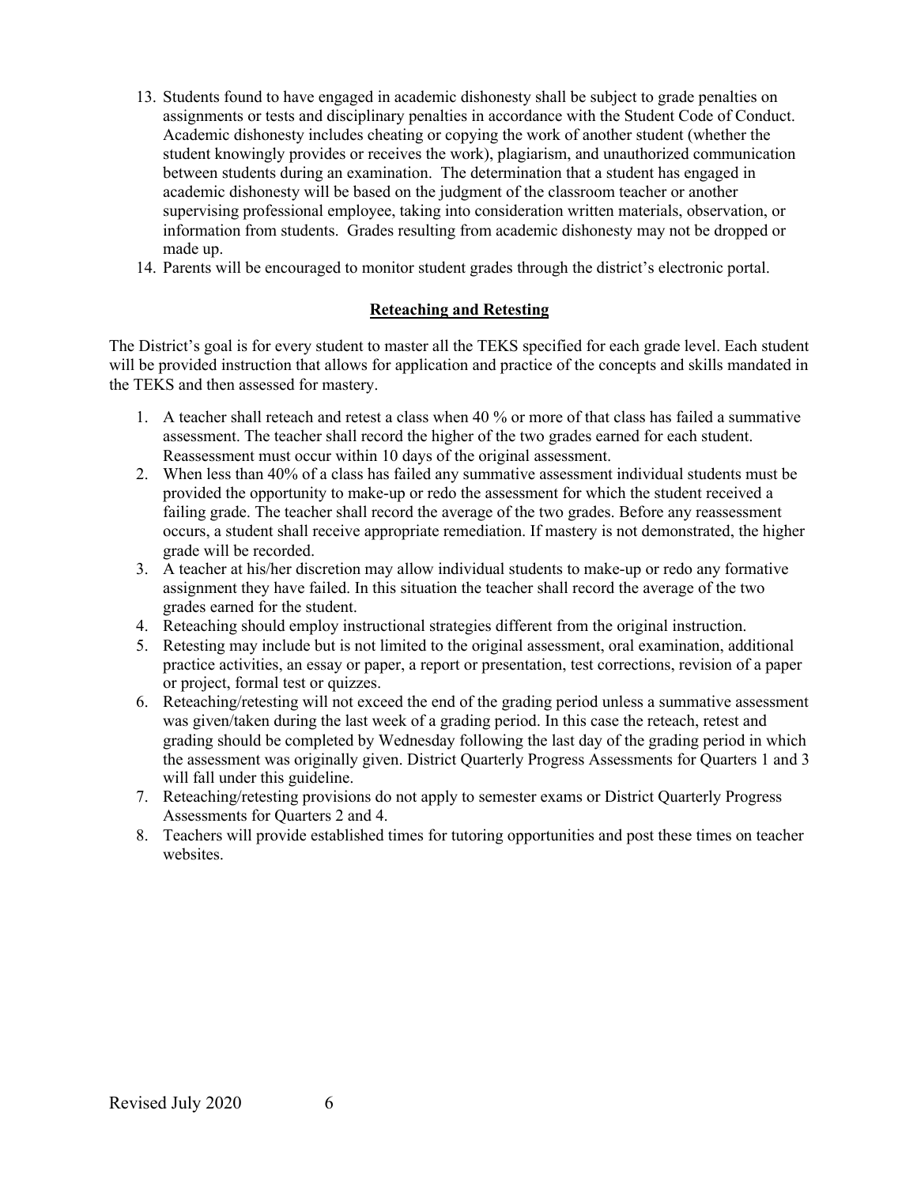13. Students found to have engaged in academic dishonesty shall be subject to grade penalties on assignments or tests and disciplinary penalties in accordance with the Student Code of Conduct. Academic dishonesty includes cheating or copying the work of another student (whether the student knowingly provides or receives the work), plagiarism, and unauthorized communication between students during an examination. The determination that a student has engaged in academic dishonesty will be based on the judgment of the classroom teacher or another supervising professional employee, taking into consideration written materials, observation, or information from students. Grades resulting from academic dishonesty may not be dropped or made up.
14. Parents will be encouraged to monitor student grades through the district's electronic portal.

## Reteaching and Retesting

The District's goal is for every student to master all the TEKS specified for each grade level. Each student will be provided instruction that allows for application and practice of the concepts and skills mandated in the TEKS and then assessed for mastery.

1. A teacher shall reteach and retest a class when 40 % or more of that class has failed a summative assessment. The teacher shall record the higher of the two grades earned for each student. Reassessment must occur within 10 days of the original assessment.
2. When less than 40% of a class has failed any summative assessment individual students must be provided the opportunity to make-up or redo the assessment for which the student received a failing grade. The teacher shall record the average of the two grades. Before any reassessment occurs, a student shall receive appropriate remediation. If mastery is not demonstrated, the higher grade will be recorded.
3. A teacher at his/her discretion may allow individual students to make-up or redo any formative assignment they have failed. In this situation the teacher shall record the average of the two grades earned for the student.
4. Reteaching should employ instructional strategies different from the original instruction.
5. Retesting may include but is not limited to the original assessment, oral examination, additional practice activities, an essay or paper, a report or presentation, test corrections, revision of a paper or project, formal test or quizzes.
6. Reteaching/retesting will not exceed the end of the grading period unless a summative assessment was given/taken during the last week of a grading period. In this case the reteach, retest and grading should be completed by Wednesday following the last day of the grading period in which the assessment was originally given. District Quarterly Progress Assessments for Quarters 1 and 3 will fall under this guideline.
7. Reteaching/retesting provisions do not apply to semester exams or District Quarterly Progress Assessments for Quarters 2 and 4.
8. Teachers will provide established times for tutoring opportunities and post these times on teacher websites.

Revised July 2020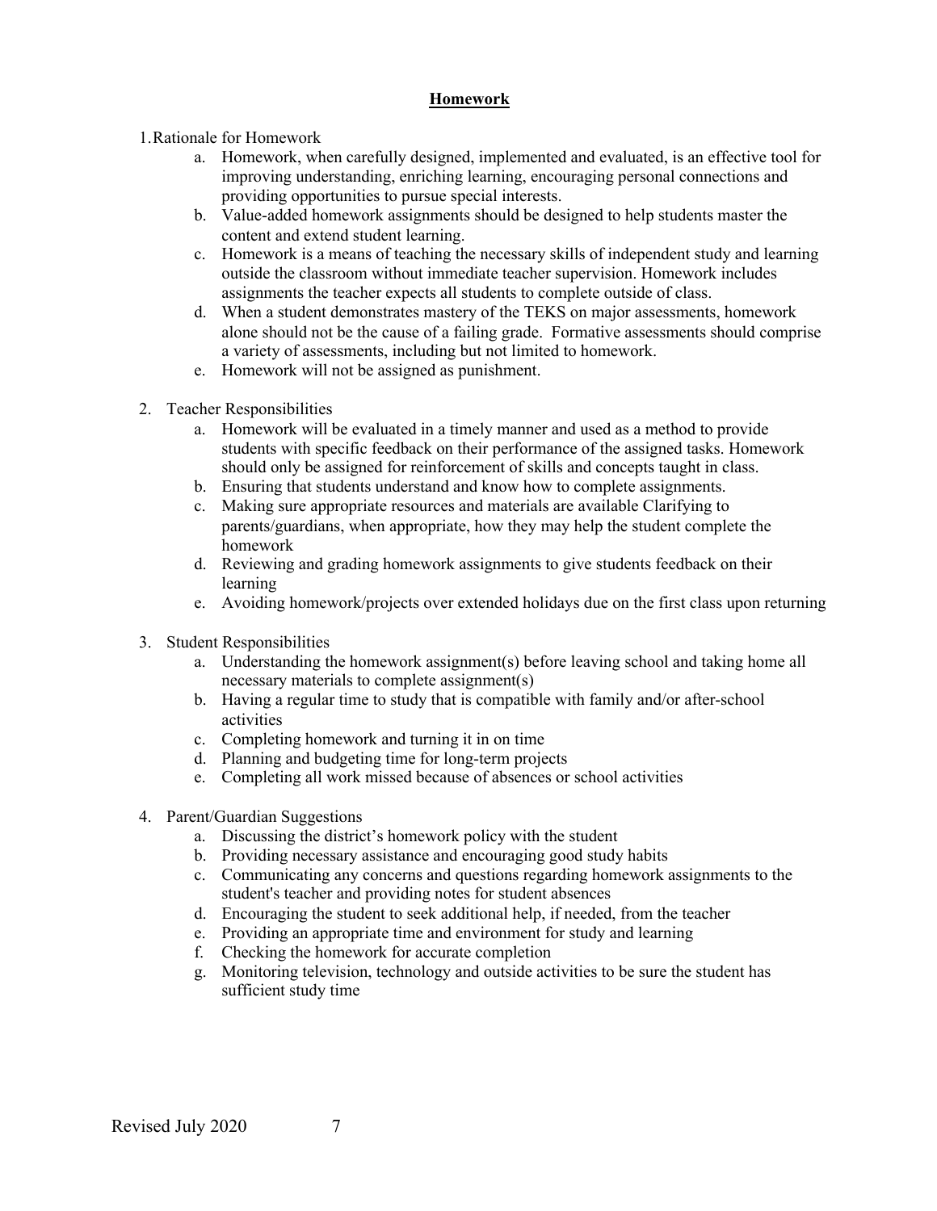## **Homework**

1. Rationale for Homework
    a. Homework, when carefully designed, implemented and evaluated, is an effective tool for improving understanding, enriching learning, encouraging personal connections and providing opportunities to pursue special interests.
    b. Value-added homework assignments should be designed to help students master the content and extend student learning.
    c. Homework is a means of teaching the necessary skills of independent study and learning outside the classroom without immediate teacher supervision. Homework includes assignments the teacher expects all students to complete outside of class.
    d. When a student demonstrates mastery of the TEKS on major assessments, homework alone should not be the cause of a failing grade. Formative assessments should comprise a variety of assessments, including but not limited to homework.
    e. Homework will not be assigned as punishment.

2. Teacher Responsibilities
    a. Homework will be evaluated in a timely manner and used as a method to provide students with specific feedback on their performance of the assigned tasks. Homework should only be assigned for reinforcement of skills and concepts taught in class.
    b. Ensuring that students understand and know how to complete assignments.
    c. Making sure appropriate resources and materials are available Clarifying to parents/guardians, when appropriate, how they may help the student complete the homework
    d. Reviewing and grading homework assignments to give students feedback on their learning
    e. Avoiding homework/projects over extended holidays due on the first class upon returning

3. Student Responsibilities
    a. Understanding the homework assignment(s) before leaving school and taking home all necessary materials to complete assignment(s)
    b. Having a regular time to study that is compatible with family and/or after-school activities
    c. Completing homework and turning it in on time
    d. Planning and budgeting time for long-term projects
    e. Completing all work missed because of absences or school activities

4. Parent/Guardian Suggestions
    a. Discussing the district's homework policy with the student
    b. Providing necessary assistance and encouraging good study habits
    c. Communicating any concerns and questions regarding homework assignments to the student's teacher and providing notes for student absences
    d. Encouraging the student to seek additional help, if needed, from the teacher
    e. Providing an appropriate time and environment for study and learning
    f. Checking the homework for accurate completion
    g. Monitoring television, technology and outside activities to be sure the student has sufficient study time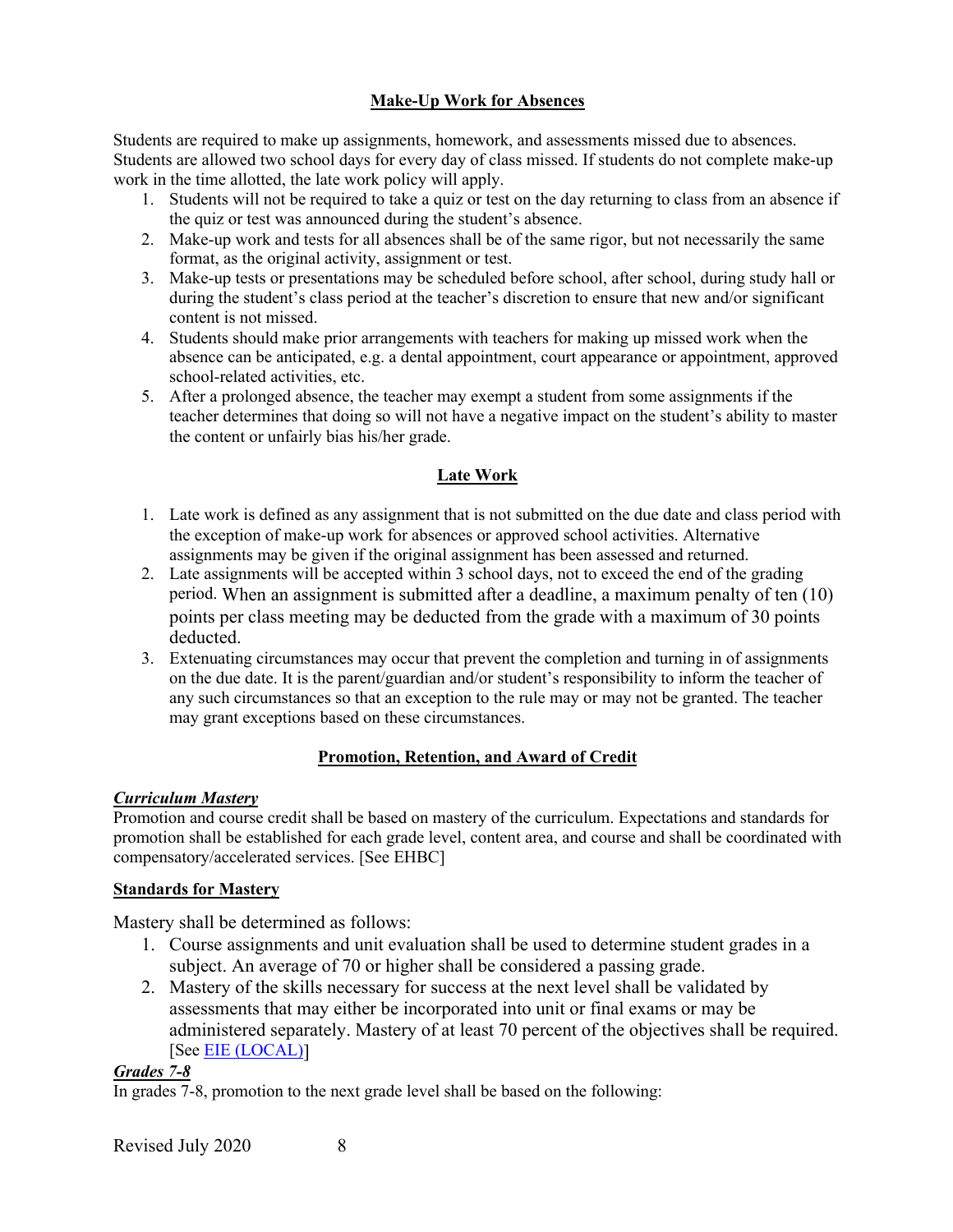## Make-Up Work for Absences

Students are required to make up assignments, homework, and assessments missed due to absences. Students are allowed two school days for every day of class missed. If students do not complete make-up work in the time allotted, the late work policy will apply.

1. Students will not be required to take a quiz or test on the day returning to class from an absence if the quiz or test was announced during the student's absence.
2. Make-up work and tests for all absences shall be of the same rigor, but not necessarily the same format, as the original activity, assignment or test.
3. Make-up tests or presentations may be scheduled before school, after school, during study hall or during the student's class period at the teacher's discretion to ensure that new and/or significant content is not missed.
4. Students should make prior arrangements with teachers for making up missed work when the absence can be anticipated, e.g. a dental appointment, court appearance or appointment, approved school-related activities, etc.
5. After a prolonged absence, the teacher may exempt a student from some assignments if the teacher determines that doing so will not have a negative impact on the student's ability to master the content or unfairly bias his/her grade.

## Late Work

1. Late work is defined as any assignment that is not submitted on the due date and class period with the exception of make-up work for absences or approved school activities. Alternative assignments may be given if the original assignment has been assessed and returned.
2. Late assignments will be accepted within 3 school days, not to exceed the end of the grading period. When an assignment is submitted after a deadline, a maximum penalty of ten (10) points per class meeting may be deducted from the grade with a maximum of 30 points deducted.
3. Extenuating circumstances may occur that prevent the completion and turning in of assignments on the due date. It is the parent/guardian and/or student's responsibility to inform the teacher of any such circumstances so that an exception to the rule may or may not be granted. The teacher may grant exceptions based on these circumstances.

## Promotion, Retention, and Award of Credit

***Curriculum Mastery***

Promotion and course credit shall be based on mastery of the curriculum. Expectations and standards for promotion shall be established for each grade level, content area, and course and shall be coordinated with compensatory/accelerated services. [See EHBC]

**Standards for Mastery**

Mastery shall be determined as follows:

1. Course assignments and unit evaluation shall be used to determine student grades in a subject. An average of 70 or higher shall be considered a passing grade.
2. Mastery of the skills necessary for success at the next level shall be validated by assessments that may either be incorporated into unit or final exams or may be administered separately. Mastery of at least 70 percent of the objectives shall be required. [See EIE (LOCAL)]

***Grades 7-8***

In grades 7-8, promotion to the next grade level shall be based on the following: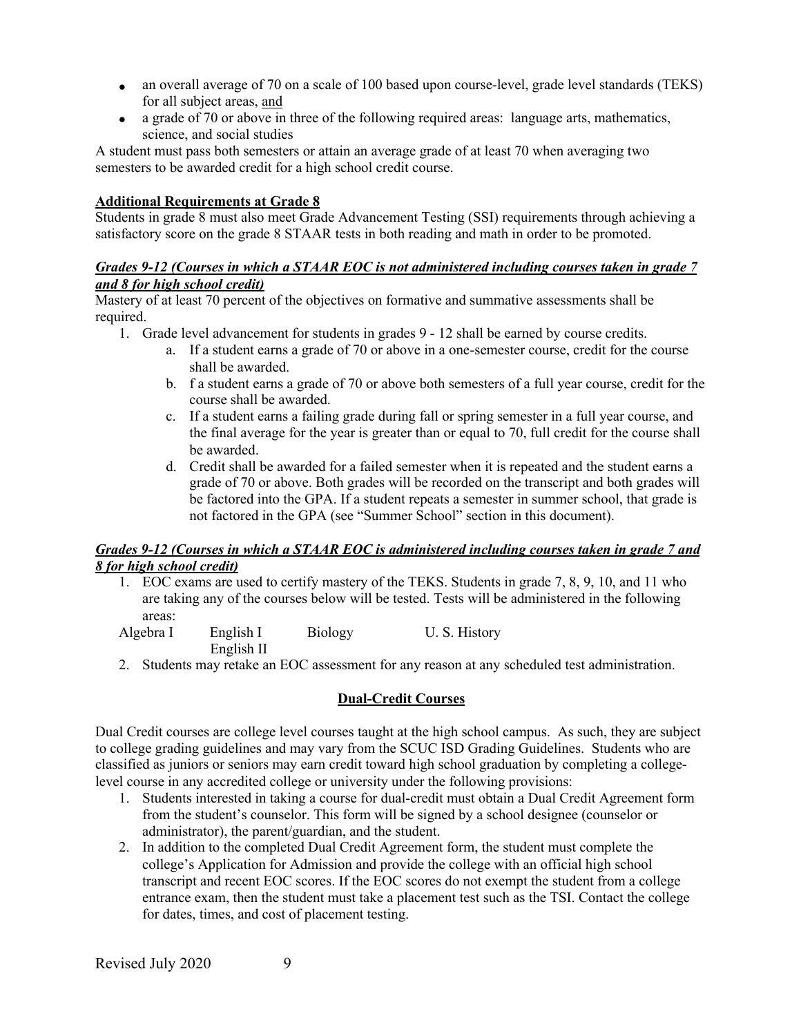- an overall average of 70 on a scale of 100 based upon course-level, grade level standards (TEKS) for all subject areas, <u>and</u>
- a grade of 70 or above in three of the following required areas: language arts, mathematics, science, and social studies

A student must pass both semesters or attain an average grade of at least 70 when averaging two semesters to be awarded credit for a high school credit course.

**<u>Additional Requirements at Grade 8</u>**

Students in grade 8 must also meet Grade Advancement Testing (SSI) requirements through achieving a satisfactory score on the grade 8 STAAR tests in both reading and math in order to be promoted.

***<u>Grades 9-12 (Courses in which a STAAR EOC is not administered including courses taken in grade 7 and 8 for high school credit)</u>***

Mastery of at least 70 percent of the objectives on formative and summative assessments shall be required.

1. Grade level advancement for students in grades 9 - 12 shall be earned by course credits.
   a. If a student earns a grade of 70 or above in a one-semester course, credit for the course shall be awarded.
   b. f a student earns a grade of 70 or above both semesters of a full year course, credit for the course shall be awarded.
   c. If a student earns a failing grade during fall or spring semester in a full year course, and the final average for the year is greater than or equal to 70, full credit for the course shall be awarded.
   d. Credit shall be awarded for a failed semester when it is repeated and the student earns a grade of 70 or above. Both grades will be recorded on the transcript and both grades will be factored into the GPA. If a student repeats a semester in summer school, that grade is not factored in the GPA (see "Summer School" section in this document).

***<u>Grades 9-12 (Courses in which a STAAR EOC is administered including courses taken in grade 7 and 8 for high school credit)</u>***

1. EOC exams are used to certify mastery of the TEKS. Students in grade 7, 8, 9, 10, and 11 who are taking any of the courses below will be tested. Tests will be administered in the following areas:

| Algebra I | English I | Biology | U. S. History |
|---|---|---|---|
| | English II | | |

2. Students may retake an EOC assessment for any reason at any scheduled test administration.

## <u>Dual-Credit Courses</u>

Dual Credit courses are college level courses taught at the high school campus. As such, they are subject to college grading guidelines and may vary from the SCUC ISD Grading Guidelines. Students who are classified as juniors or seniors may earn credit toward high school graduation by completing a college-level course in any accredited college or university under the following provisions:

1. Students interested in taking a course for dual-credit must obtain a Dual Credit Agreement form from the student's counselor. This form will be signed by a school designee (counselor or administrator), the parent/guardian, and the student.
2. In addition to the completed Dual Credit Agreement form, the student must complete the college's Application for Admission and provide the college with an official high school transcript and recent EOC scores. If the EOC scores do not exempt the student from a college entrance exam, then the student must take a placement test such as the TSI. Contact the college for dates, times, and cost of placement testing.

Revised July 2020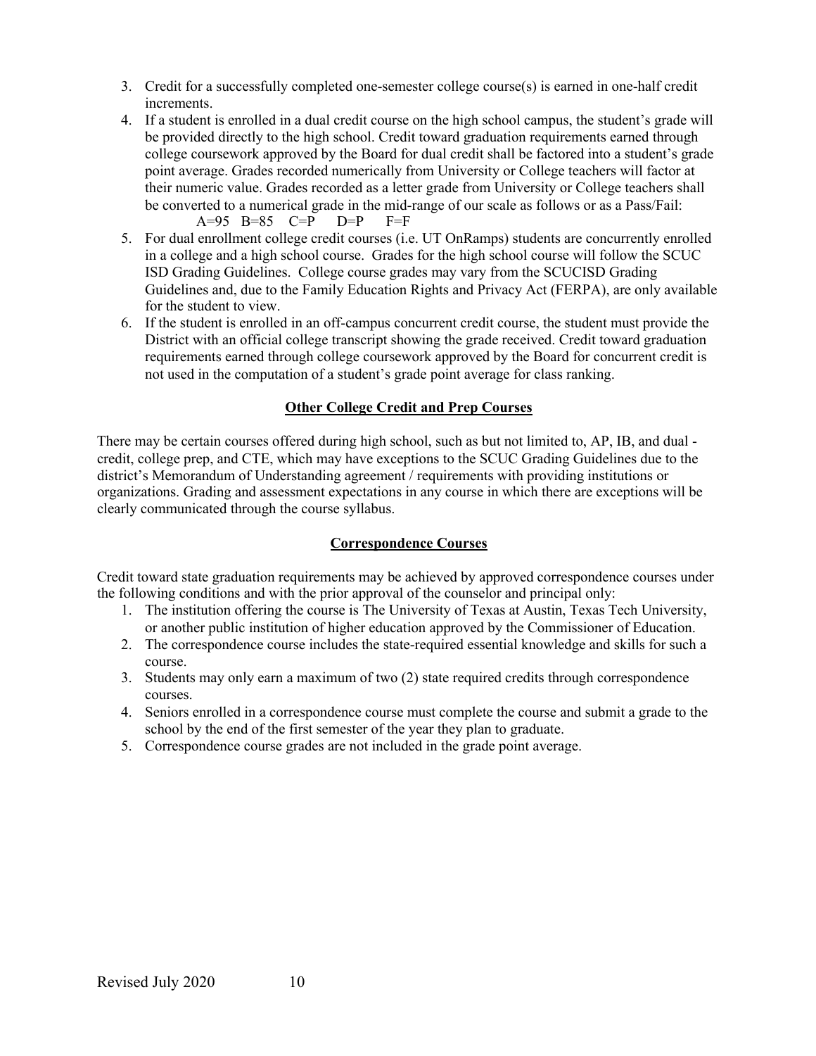3. Credit for a successfully completed one-semester college course(s) is earned in one-half credit increments.
4. If a student is enrolled in a dual credit course on the high school campus, the student's grade will be provided directly to the high school. Credit toward graduation requirements earned through college coursework approved by the Board for dual credit shall be factored into a student's grade point average. Grades recorded numerically from University or College teachers will factor at their numeric value. Grades recorded as a letter grade from University or College teachers shall be converted to a numerical grade in the mid-range of our scale as follows or as a Pass/Fail:
   A=95 B=85 C=P D=P F=F
5. For dual enrollment college credit courses (i.e. UT OnRamps) students are concurrently enrolled in a college and a high school course. Grades for the high school course will follow the SCUC ISD Grading Guidelines. College course grades may vary from the SCUCISD Grading Guidelines and, due to the Family Education Rights and Privacy Act (FERPA), are only available for the student to view.
6. If the student is enrolled in an off-campus concurrent credit course, the student must provide the District with an official college transcript showing the grade received. Credit toward graduation requirements earned through college coursework approved by the Board for concurrent credit is not used in the computation of a student's grade point average for class ranking.

## Other College Credit and Prep Courses

There may be certain courses offered during high school, such as but not limited to, AP, IB, and dual - credit, college prep, and CTE, which may have exceptions to the SCUC Grading Guidelines due to the district's Memorandum of Understanding agreement / requirements with providing institutions or organizations. Grading and assessment expectations in any course in which there are exceptions will be clearly communicated through the course syllabus.

## Correspondence Courses

Credit toward state graduation requirements may be achieved by approved correspondence courses under the following conditions and with the prior approval of the counselor and principal only:

1. The institution offering the course is The University of Texas at Austin, Texas Tech University, or another public institution of higher education approved by the Commissioner of Education.
2. The correspondence course includes the state-required essential knowledge and skills for such a course.
3. Students may only earn a maximum of two (2) state required credits through correspondence courses.
4. Seniors enrolled in a correspondence course must complete the course and submit a grade to the school by the end of the first semester of the year they plan to graduate.
5. Correspondence course grades are not included in the grade point average.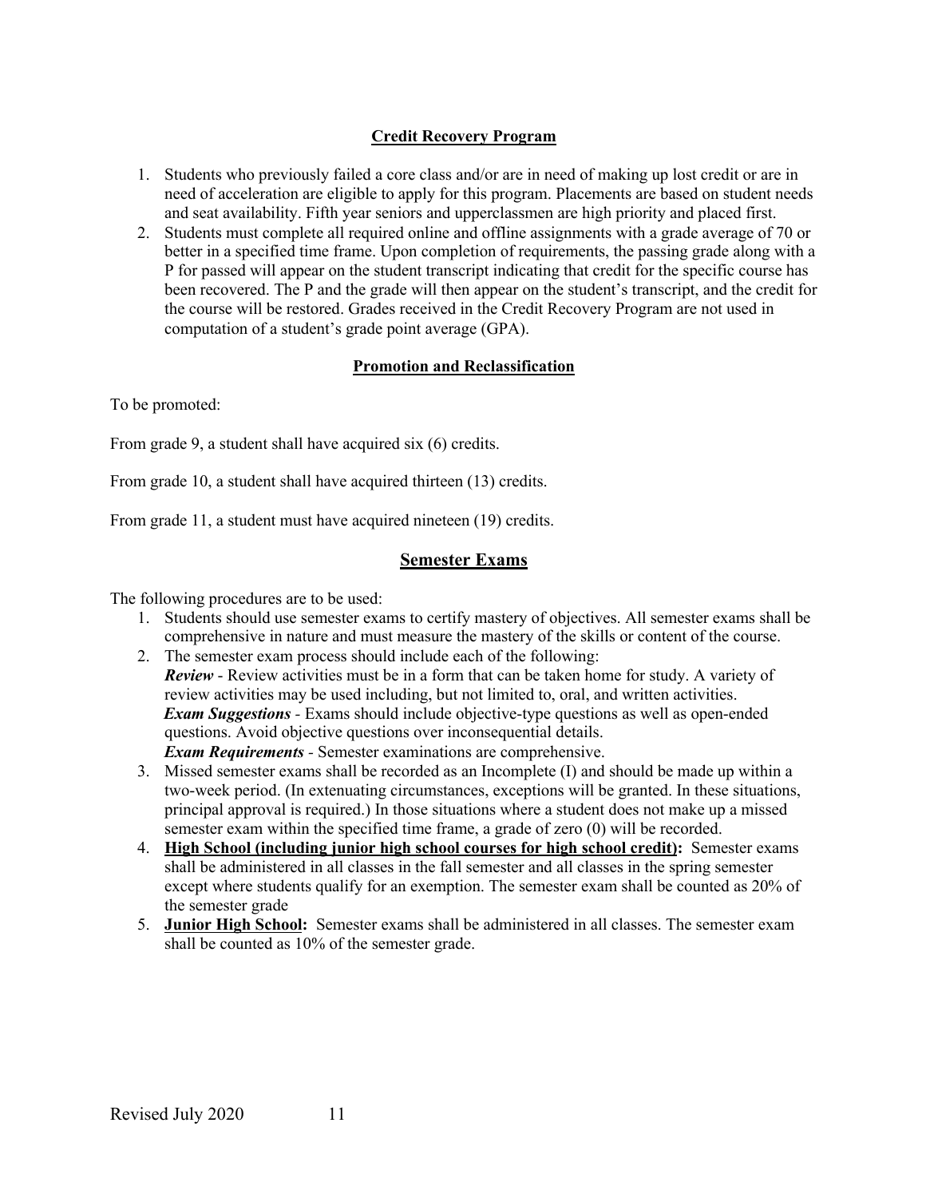## Credit Recovery Program

1. Students who previously failed a core class and/or are in need of making up lost credit or are in need of acceleration are eligible to apply for this program. Placements are based on student needs and seat availability. Fifth year seniors and upperclassmen are high priority and placed first.
2. Students must complete all required online and offline assignments with a grade average of 70 or better in a specified time frame. Upon completion of requirements, the passing grade along with a P for passed will appear on the student transcript indicating that credit for the specific course has been recovered. The P and the grade will then appear on the student's transcript, and the credit for the course will be restored. Grades received in the Credit Recovery Program are not used in computation of a student's grade point average (GPA).

## Promotion and Reclassification

To be promoted:

From grade 9, a student shall have acquired six (6) credits.

From grade 10, a student shall have acquired thirteen (13) credits.

From grade 11, a student must have acquired nineteen (19) credits.

## Semester Exams

The following procedures are to be used:

1. Students should use semester exams to certify mastery of objectives. All semester exams shall be comprehensive in nature and must measure the mastery of the skills or content of the course.
2. The semester exam process should include each of the following:
   ***Review*** - Review activities must be in a form that can be taken home for study. A variety of review activities may be used including, but not limited to, oral, and written activities.
   ***Exam Suggestions*** - Exams should include objective-type questions as well as open-ended questions. Avoid objective questions over inconsequential details.
   ***Exam Requirements*** - Semester examinations are comprehensive.
3. Missed semester exams shall be recorded as an Incomplete (I) and should be made up within a two-week period. (In extenuating circumstances, exceptions will be granted. In these situations, principal approval is required.) In those situations where a student does not make up a missed semester exam within the specified time frame, a grade of zero (0) will be recorded.
4. **High School (including junior high school courses for high school credit):** Semester exams shall be administered in all classes in the fall semester and all classes in the spring semester except where students qualify for an exemption. The semester exam shall be counted as 20% of the semester grade
5. **Junior High School:** Semester exams shall be administered in all classes. The semester exam shall be counted as 10% of the semester grade.

Revised July 2020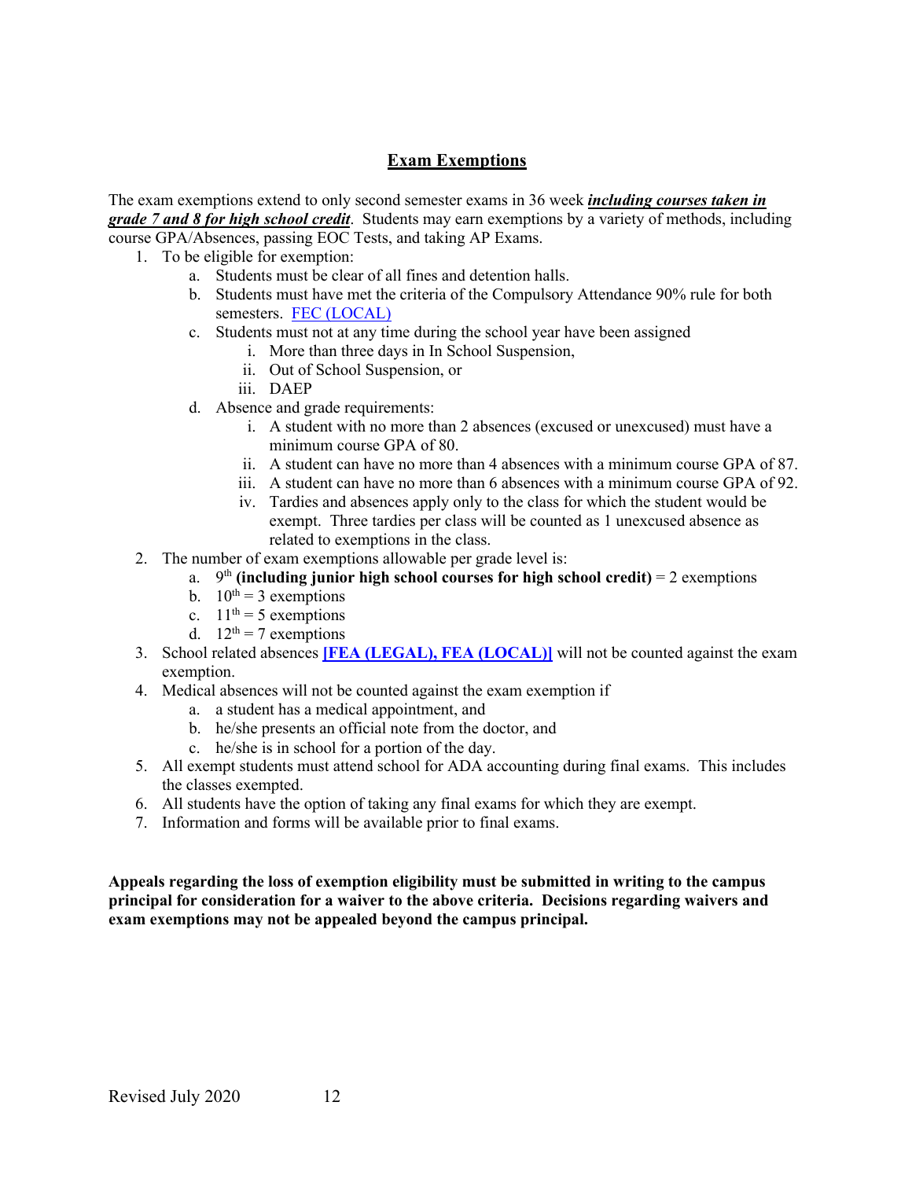## **Exam Exemptions**

The exam exemptions extend to only second semester exams in 36 week ***including courses taken in grade 7 and 8 for high school credit***. Students may earn exemptions by a variety of methods, including course GPA/Absences, passing EOC Tests, and taking AP Exams.

1. To be eligible for exemption:
   a. Students must be clear of all fines and detention halls.
   b. Students must have met the criteria of the Compulsory Attendance 90% rule for both semesters. FEC (LOCAL)
   c. Students must not at any time during the school year have been assigned
      i. More than three days in In School Suspension,
      ii. Out of School Suspension, or
      iii. DAEP
   d. Absence and grade requirements:
      i. A student with no more than 2 absences (excused or unexcused) must have a minimum course GPA of 80.
      ii. A student can have no more than 4 absences with a minimum course GPA of 87.
      iii. A student can have no more than 6 absences with a minimum course GPA of 92.
      iv. Tardies and absences apply only to the class for which the student would be exempt. Three tardies per class will be counted as 1 unexcused absence as related to exemptions in the class.
2. The number of exam exemptions allowable per grade level is:
   a. 9th **(including junior high school courses for high school credit)** = 2 exemptions
   b. 10th = 3 exemptions
   c. 11th = 5 exemptions
   d. 12th = 7 exemptions
3. School related absences **[FEA (LEGAL), FEA (LOCAL)]** will not be counted against the exam exemption.
4. Medical absences will not be counted against the exam exemption if
   a. a student has a medical appointment, and
   b. he/she presents an official note from the doctor, and
   c. he/she is in school for a portion of the day.
5. All exempt students must attend school for ADA accounting during final exams. This includes the classes exempted.
6. All students have the option of taking any final exams for which they are exempt.
7. Information and forms will be available prior to final exams.

**Appeals regarding the loss of exemption eligibility must be submitted in writing to the campus principal for consideration for a waiver to the above criteria. Decisions regarding waivers and exam exemptions may not be appealed beyond the campus principal.**

Revised July 2020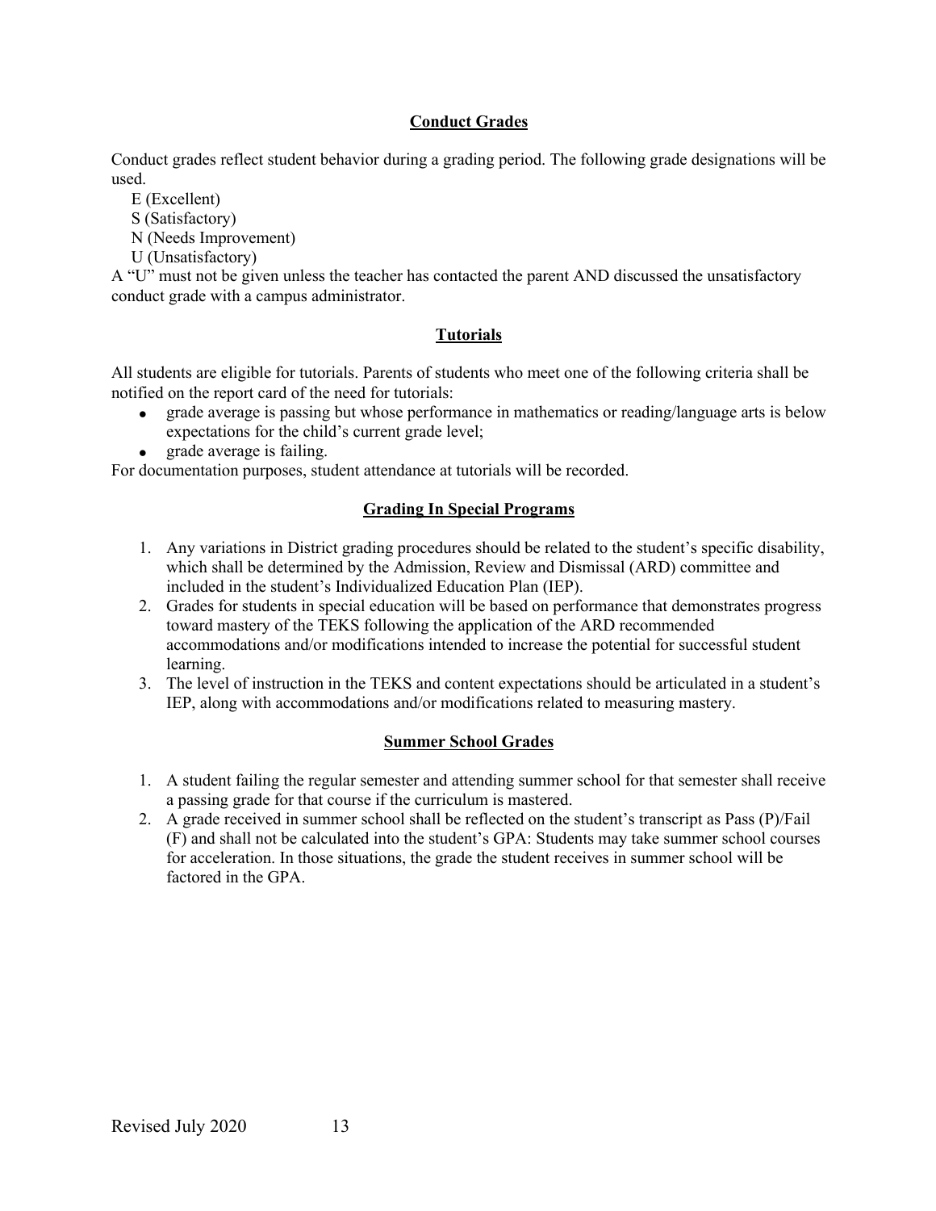## Conduct Grades

Conduct grades reflect student behavior during a grading period. The following grade designations will be used.

E (Excellent)
S (Satisfactory)
N (Needs Improvement)
U (Unsatisfactory)

A "U" must not be given unless the teacher has contacted the parent AND discussed the unsatisfactory conduct grade with a campus administrator.

## Tutorials

All students are eligible for tutorials. Parents of students who meet one of the following criteria shall be notified on the report card of the need for tutorials:

- grade average is passing but whose performance in mathematics or reading/language arts is below expectations for the child's current grade level;
- grade average is failing.

For documentation purposes, student attendance at tutorials will be recorded.

## Grading In Special Programs

1. Any variations in District grading procedures should be related to the student's specific disability, which shall be determined by the Admission, Review and Dismissal (ARD) committee and included in the student's Individualized Education Plan (IEP).
2. Grades for students in special education will be based on performance that demonstrates progress toward mastery of the TEKS following the application of the ARD recommended accommodations and/or modifications intended to increase the potential for successful student learning.
3. The level of instruction in the TEKS and content expectations should be articulated in a student's IEP, along with accommodations and/or modifications related to measuring mastery.

## Summer School Grades

1. A student failing the regular semester and attending summer school for that semester shall receive a passing grade for that course if the curriculum is mastered.
2. A grade received in summer school shall be reflected on the student's transcript as Pass (P)/Fail (F) and shall not be calculated into the student's GPA: Students may take summer school courses for acceleration. In those situations, the grade the student receives in summer school will be factored in the GPA.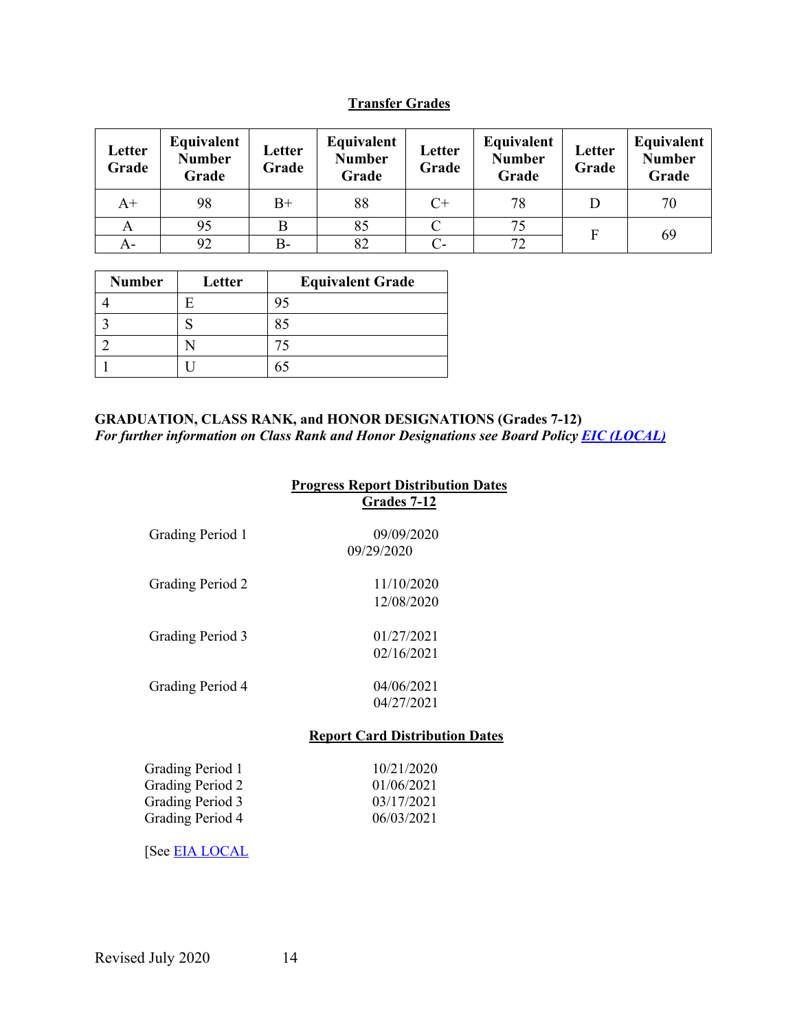## Transfer Grades

| Letter Grade | Equivalent Number Grade | Letter Grade | Equivalent Number Grade | Letter Grade | Equivalent Number Grade | Letter Grade | Equivalent Number Grade |
|---|---|---|---|---|---|---|---|
| A+ | 98 | B+ | 88 | C+ | 78 | D | 70 |
| A | 95 | B | 85 | C | 75 | F | 69 |
| A- | 92 | B- | 82 | C- | 72 | | |

| Number | Letter | Equivalent Grade |
|---|---|---|
| 4 | E | 95 |
| 3 | S | 85 |
| 2 | N | 75 |
| 1 | U | 65 |

**GRADUATION, CLASS RANK, and HONOR DESIGNATIONS (Grades 7-12)**
***For further information on Class Rank and Honor Designations see Board Policy EIC (LOCAL)***

## Progress Report Distribution Dates
## Grades 7-12

| | |
|---|---|
| Grading Period 1 | 09/09/2020<br>09/29/2020 |
| Grading Period 2 | 11/10/2020<br>12/08/2020 |
| Grading Period 3 | 01/27/2021<br>02/16/2021 |
| Grading Period 4 | 04/06/2021<br>04/27/2021 |

## Report Card Distribution Dates

| | |
|---|---|
| Grading Period 1 | 10/21/2020 |
| Grading Period 2 | 01/06/2021 |
| Grading Period 3 | 03/17/2021 |
| Grading Period 4 | 06/03/2021 |

[See EIA LOCAL

Revised July 2020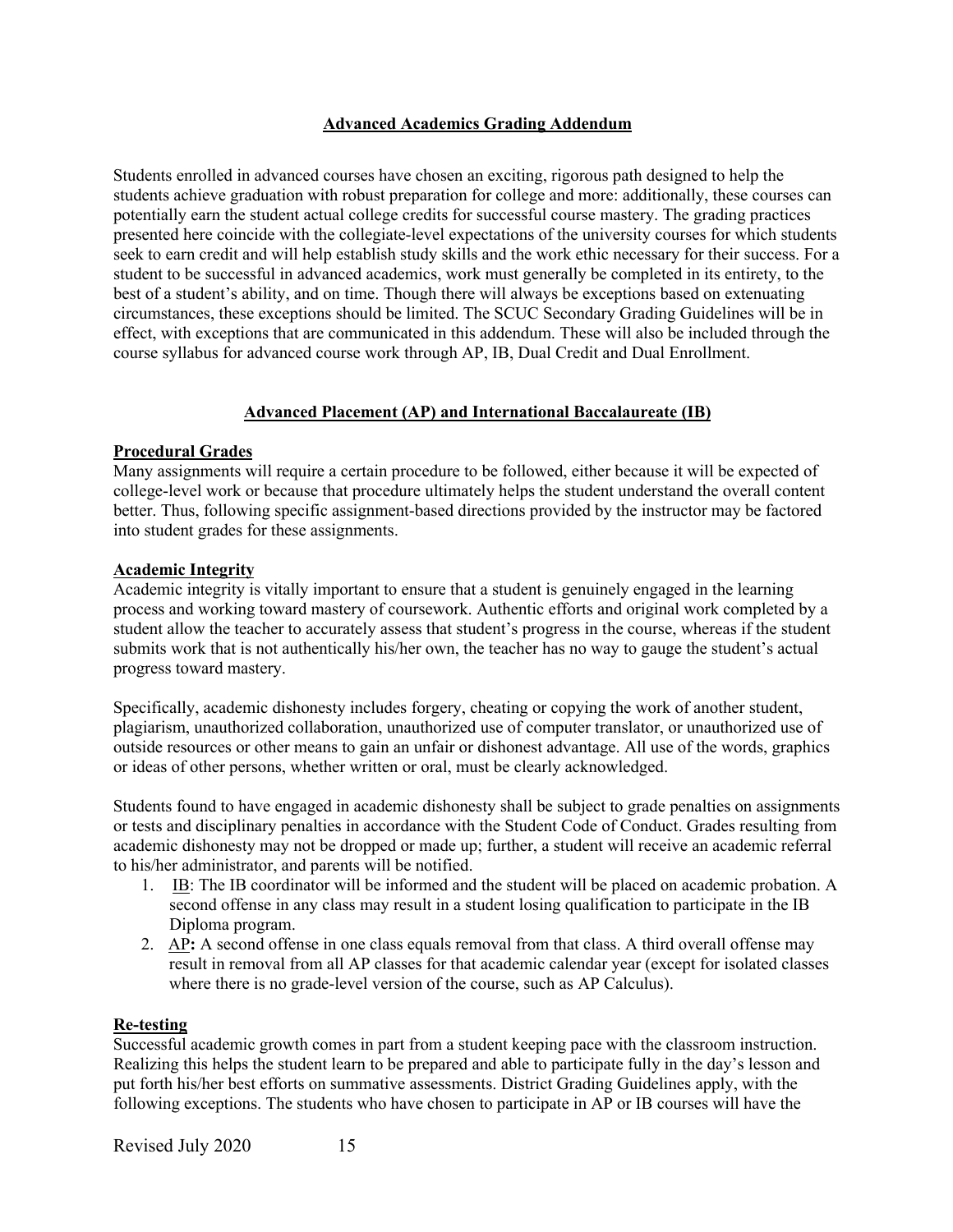## Advanced Academics Grading Addendum

Students enrolled in advanced courses have chosen an exciting, rigorous path designed to help the students achieve graduation with robust preparation for college and more: additionally, these courses can potentially earn the student actual college credits for successful course mastery. The grading practices presented here coincide with the collegiate-level expectations of the university courses for which students seek to earn credit and will help establish study skills and the work ethic necessary for their success. For a student to be successful in advanced academics, work must generally be completed in its entirety, to the best of a student's ability, and on time. Though there will always be exceptions based on extenuating circumstances, these exceptions should be limited. The SCUC Secondary Grading Guidelines will be in effect, with exceptions that are communicated in this addendum. These will also be included through the course syllabus for advanced course work through AP, IB, Dual Credit and Dual Enrollment.

## Advanced Placement (AP) and International Baccalaureate (IB)

### Procedural Grades

Many assignments will require a certain procedure to be followed, either because it will be expected of college-level work or because that procedure ultimately helps the student understand the overall content better. Thus, following specific assignment-based directions provided by the instructor may be factored into student grades for these assignments.

### Academic Integrity

Academic integrity is vitally important to ensure that a student is genuinely engaged in the learning process and working toward mastery of coursework. Authentic efforts and original work completed by a student allow the teacher to accurately assess that student's progress in the course, whereas if the student submits work that is not authentically his/her own, the teacher has no way to gauge the student's actual progress toward mastery.

Specifically, academic dishonesty includes forgery, cheating or copying the work of another student, plagiarism, unauthorized collaboration, unauthorized use of computer translator, or unauthorized use of outside resources or other means to gain an unfair or dishonest advantage. All use of the words, graphics or ideas of other persons, whether written or oral, must be clearly acknowledged.

Students found to have engaged in academic dishonesty shall be subject to grade penalties on assignments or tests and disciplinary penalties in accordance with the Student Code of Conduct. Grades resulting from academic dishonesty may not be dropped or made up; further, a student will receive an academic referral to his/her administrator, and parents will be notified.

1. IB: The IB coordinator will be informed and the student will be placed on academic probation. A second offense in any class may result in a student losing qualification to participate in the IB Diploma program.
2. AP**:** A second offense in one class equals removal from that class. A third overall offense may result in removal from all AP classes for that academic calendar year (except for isolated classes where there is no grade-level version of the course, such as AP Calculus).

### Re-testing

Successful academic growth comes in part from a student keeping pace with the classroom instruction. Realizing this helps the student learn to be prepared and able to participate fully in the day's lesson and put forth his/her best efforts on summative assessments. District Grading Guidelines apply, with the following exceptions. The students who have chosen to participate in AP or IB courses will have the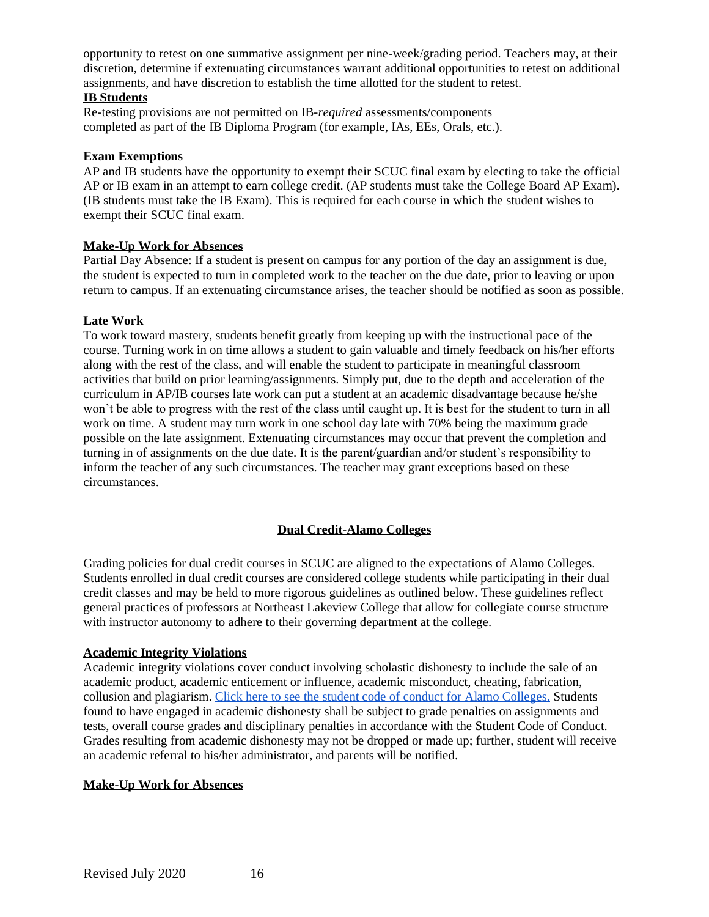opportunity to retest on one summative assignment per nine-week/grading period. Teachers may, at their discretion, determine if extenuating circumstances warrant additional opportunities to retest on additional assignments, and have discretion to establish the time allotted for the student to retest.

**IB Students**

Re-testing provisions are not permitted on IB-*required* assessments/components completed as part of the IB Diploma Program (for example, IAs, EEs, Orals, etc.).

**Exam Exemptions**

AP and IB students have the opportunity to exempt their SCUC final exam by electing to take the official AP or IB exam in an attempt to earn college credit. (AP students must take the College Board AP Exam). (IB students must take the IB Exam). This is required for each course in which the student wishes to exempt their SCUC final exam.

**Make-Up Work for Absences**

Partial Day Absence: If a student is present on campus for any portion of the day an assignment is due, the student is expected to turn in completed work to the teacher on the due date, prior to leaving or upon return to campus. If an extenuating circumstance arises, the teacher should be notified as soon as possible.

**Late Work**

To work toward mastery, students benefit greatly from keeping up with the instructional pace of the course. Turning work in on time allows a student to gain valuable and timely feedback on his/her efforts along with the rest of the class, and will enable the student to participate in meaningful classroom activities that build on prior learning/assignments. Simply put, due to the depth and acceleration of the curriculum in AP/IB courses late work can put a student at an academic disadvantage because he/she won't be able to progress with the rest of the class until caught up. It is best for the student to turn in all work on time. A student may turn work in one school day late with 70% being the maximum grade possible on the late assignment. Extenuating circumstances may occur that prevent the completion and turning in of assignments on the due date. It is the parent/guardian and/or student's responsibility to inform the teacher of any such circumstances. The teacher may grant exceptions based on these circumstances.

## Dual Credit-Alamo Colleges

Grading policies for dual credit courses in SCUC are aligned to the expectations of Alamo Colleges. Students enrolled in dual credit courses are considered college students while participating in their dual credit classes and may be held to more rigorous guidelines as outlined below. These guidelines reflect general practices of professors at Northeast Lakeview College that allow for collegiate course structure with instructor autonomy to adhere to their governing department at the college.

**Academic Integrity Violations**

Academic integrity violations cover conduct involving scholastic dishonesty to include the sale of an academic product, academic enticement or influence, academic misconduct, cheating, fabrication, collusion and plagiarism. Click here to see the student code of conduct for Alamo Colleges. Students found to have engaged in academic dishonesty shall be subject to grade penalties on assignments and tests, overall course grades and disciplinary penalties in accordance with the Student Code of Conduct. Grades resulting from academic dishonesty may not be dropped or made up; further, student will receive an academic referral to his/her administrator, and parents will be notified.

**Make-Up Work for Absences**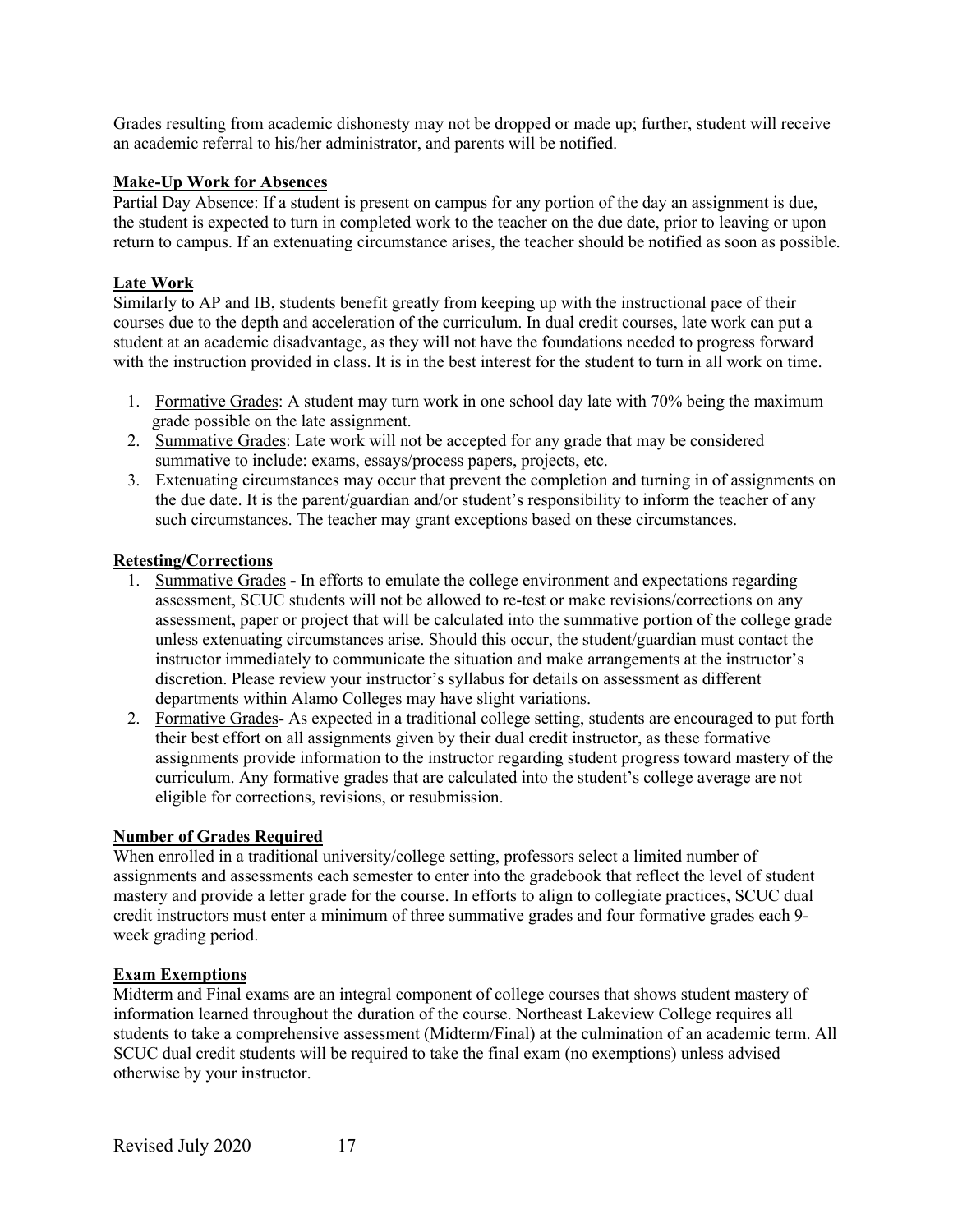Grades resulting from academic dishonesty may not be dropped or made up; further, student will receive an academic referral to his/her administrator, and parents will be notified.

## Make-Up Work for Absences

Partial Day Absence: If a student is present on campus for any portion of the day an assignment is due, the student is expected to turn in completed work to the teacher on the due date, prior to leaving or upon return to campus. If an extenuating circumstance arises, the teacher should be notified as soon as possible.

## Late Work

Similarly to AP and IB, students benefit greatly from keeping up with the instructional pace of their courses due to the depth and acceleration of the curriculum. In dual credit courses, late work can put a student at an academic disadvantage, as they will not have the foundations needed to progress forward with the instruction provided in class. It is in the best interest for the student to turn in all work on time.

1. Formative Grades: A student may turn work in one school day late with 70% being the maximum grade possible on the late assignment.
2. Summative Grades: Late work will not be accepted for any grade that may be considered summative to include: exams, essays/process papers, projects, etc.
3. Extenuating circumstances may occur that prevent the completion and turning in of assignments on the due date. It is the parent/guardian and/or student's responsibility to inform the teacher of any such circumstances. The teacher may grant exceptions based on these circumstances.

## Retesting/Corrections

1. Summative Grades - In efforts to emulate the college environment and expectations regarding assessment, SCUC students will not be allowed to re-test or make revisions/corrections on any assessment, paper or project that will be calculated into the summative portion of the college grade unless extenuating circumstances arise. Should this occur, the student/guardian must contact the instructor immediately to communicate the situation and make arrangements at the instructor's discretion. Please review your instructor's syllabus for details on assessment as different departments within Alamo Colleges may have slight variations.
2. Formative Grades- As expected in a traditional college setting, students are encouraged to put forth their best effort on all assignments given by their dual credit instructor, as these formative assignments provide information to the instructor regarding student progress toward mastery of the curriculum. Any formative grades that are calculated into the student's college average are not eligible for corrections, revisions, or resubmission.

## Number of Grades Required

When enrolled in a traditional university/college setting, professors select a limited number of assignments and assessments each semester to enter into the gradebook that reflect the level of student mastery and provide a letter grade for the course. In efforts to align to collegiate practices, SCUC dual credit instructors must enter a minimum of three summative grades and four formative grades each 9-week grading period.

## Exam Exemptions

Midterm and Final exams are an integral component of college courses that shows student mastery of information learned throughout the duration of the course. Northeast Lakeview College requires all students to take a comprehensive assessment (Midterm/Final) at the culmination of an academic term. All SCUC dual credit students will be required to take the final exam (no exemptions) unless advised otherwise by your instructor.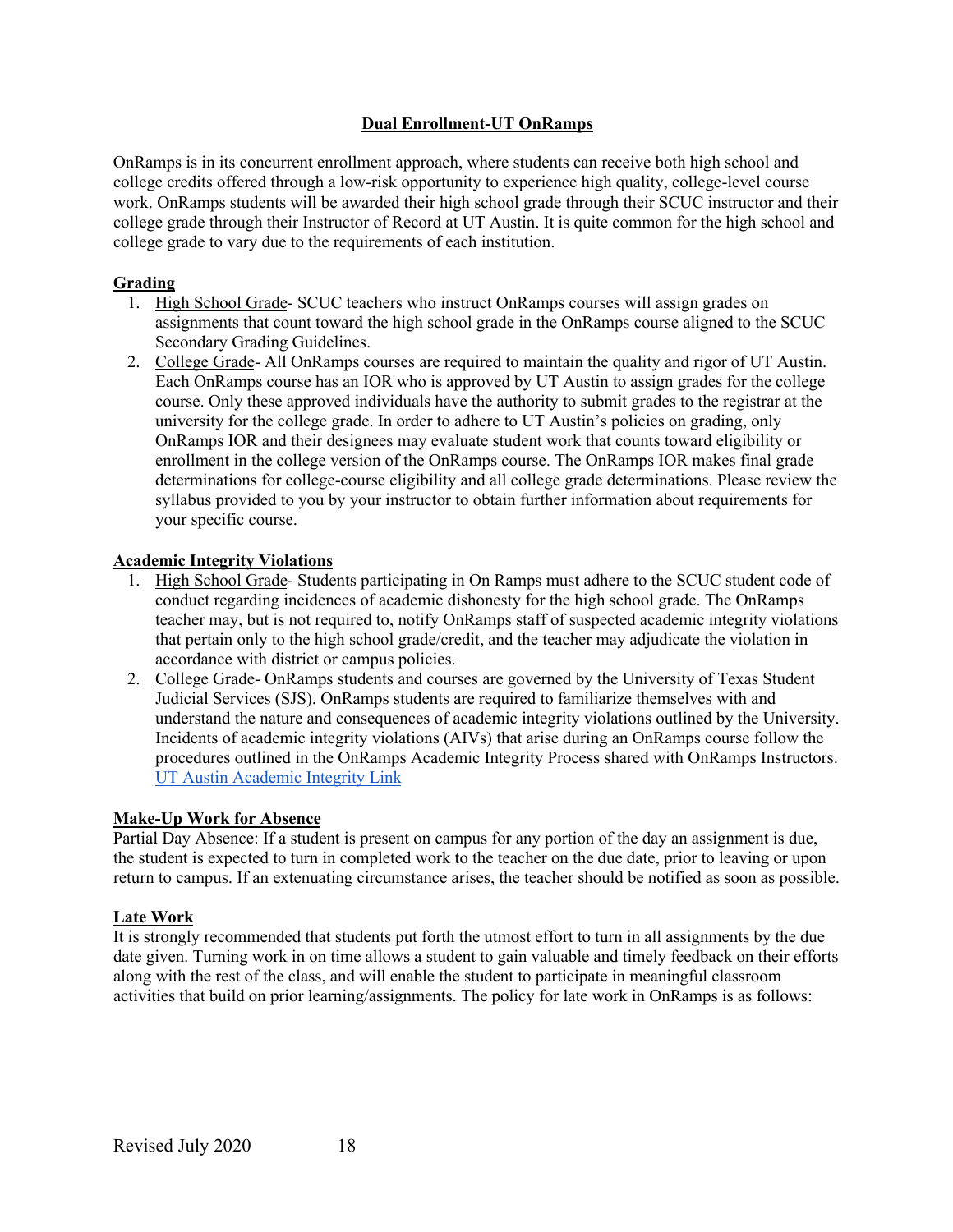## Dual Enrollment-UT OnRamps

OnRamps is in its concurrent enrollment approach, where students can receive both high school and college credits offered through a low-risk opportunity to experience high quality, college-level course work. OnRamps students will be awarded their high school grade through their SCUC instructor and their college grade through their Instructor of Record at UT Austin. It is quite common for the high school and college grade to vary due to the requirements of each institution.

### Grading

1. High School Grade- SCUC teachers who instruct OnRamps courses will assign grades on assignments that count toward the high school grade in the OnRamps course aligned to the SCUC Secondary Grading Guidelines.
2. College Grade- All OnRamps courses are required to maintain the quality and rigor of UT Austin. Each OnRamps course has an IOR who is approved by UT Austin to assign grades for the college course. Only these approved individuals have the authority to submit grades to the registrar at the university for the college grade. In order to adhere to UT Austin's policies on grading, only OnRamps IOR and their designees may evaluate student work that counts toward eligibility or enrollment in the college version of the OnRamps course. The OnRamps IOR makes final grade determinations for college-course eligibility and all college grade determinations. Please review the syllabus provided to you by your instructor to obtain further information about requirements for your specific course.

### Academic Integrity Violations

1. High School Grade- Students participating in On Ramps must adhere to the SCUC student code of conduct regarding incidences of academic dishonesty for the high school grade. The OnRamps teacher may, but is not required to, notify OnRamps staff of suspected academic integrity violations that pertain only to the high school grade/credit, and the teacher may adjudicate the violation in accordance with district or campus policies.
2. College Grade- OnRamps students and courses are governed by the University of Texas Student Judicial Services (SJS). OnRamps students are required to familiarize themselves with and understand the nature and consequences of academic integrity violations outlined by the University. Incidents of academic integrity violations (AIVs) that arise during an OnRamps course follow the procedures outlined in the OnRamps Academic Integrity Process shared with OnRamps Instructors. UT Austin Academic Integrity Link

### Make-Up Work for Absence

Partial Day Absence: If a student is present on campus for any portion of the day an assignment is due, the student is expected to turn in completed work to the teacher on the due date, prior to leaving or upon return to campus. If an extenuating circumstance arises, the teacher should be notified as soon as possible.

### Late Work

It is strongly recommended that students put forth the utmost effort to turn in all assignments by the due date given. Turning work in on time allows a student to gain valuable and timely feedback on their efforts along with the rest of the class, and will enable the student to participate in meaningful classroom activities that build on prior learning/assignments. The policy for late work in OnRamps is as follows: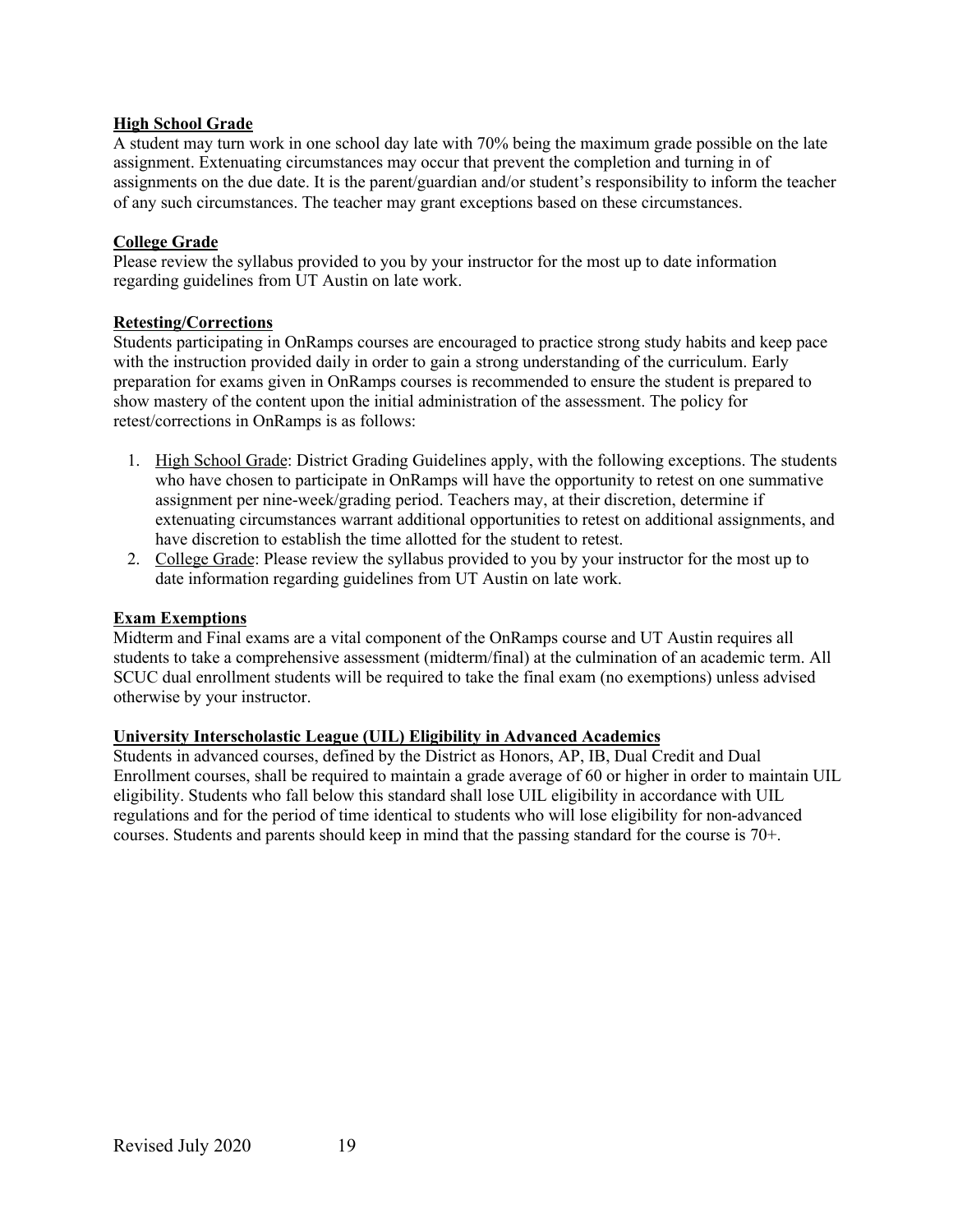**High School Grade**

A student may turn work in one school day late with 70% being the maximum grade possible on the late assignment. Extenuating circumstances may occur that prevent the completion and turning in of assignments on the due date. It is the parent/guardian and/or student's responsibility to inform the teacher of any such circumstances. The teacher may grant exceptions based on these circumstances.

**College Grade**

Please review the syllabus provided to you by your instructor for the most up to date information regarding guidelines from UT Austin on late work.

**Retesting/Corrections**

Students participating in OnRamps courses are encouraged to practice strong study habits and keep pace with the instruction provided daily in order to gain a strong understanding of the curriculum. Early preparation for exams given in OnRamps courses is recommended to ensure the student is prepared to show mastery of the content upon the initial administration of the assessment. The policy for retest/corrections in OnRamps is as follows:

1. High School Grade: District Grading Guidelines apply, with the following exceptions. The students who have chosen to participate in OnRamps will have the opportunity to retest on one summative assignment per nine-week/grading period. Teachers may, at their discretion, determine if extenuating circumstances warrant additional opportunities to retest on additional assignments, and have discretion to establish the time allotted for the student to retest.
2. College Grade: Please review the syllabus provided to you by your instructor for the most up to date information regarding guidelines from UT Austin on late work.

**Exam Exemptions**

Midterm and Final exams are a vital component of the OnRamps course and UT Austin requires all students to take a comprehensive assessment (midterm/final) at the culmination of an academic term. All SCUC dual enrollment students will be required to take the final exam (no exemptions) unless advised otherwise by your instructor.

**University Interscholastic League (UIL) Eligibility in Advanced Academics**

Students in advanced courses, defined by the District as Honors, AP, IB, Dual Credit and Dual Enrollment courses, shall be required to maintain a grade average of 60 or higher in order to maintain UIL eligibility. Students who fall below this standard shall lose UIL eligibility in accordance with UIL regulations and for the period of time identical to students who will lose eligibility for non-advanced courses. Students and parents should keep in mind that the passing standard for the course is 70+.

Revised July 2020